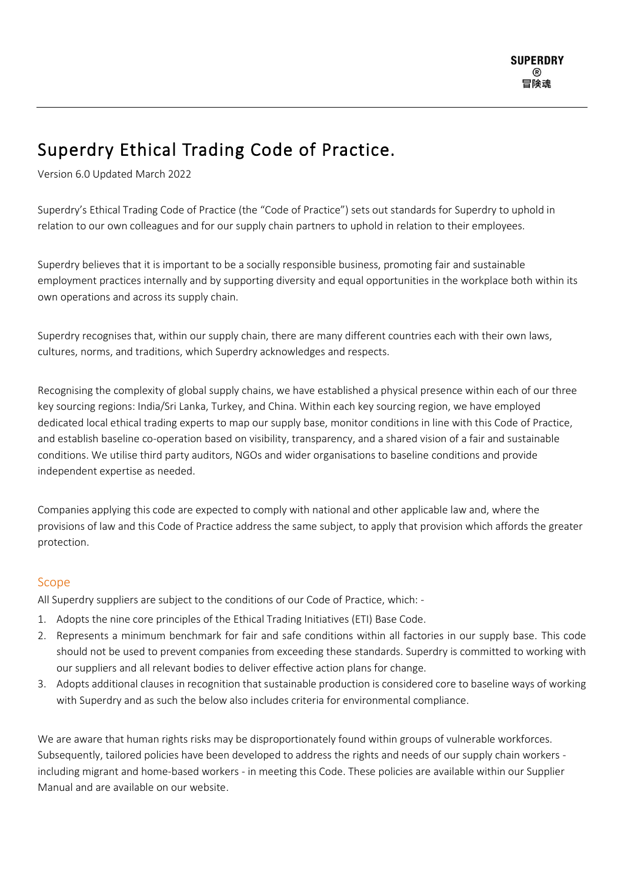# Superdry Ethical Trading Code of Practice.

Version 6.0 Updated March 2022

Superdry's Ethical Trading Code of Practice (the "Code of Practice") sets out standards for Superdry to uphold in relation to our own colleagues and for our supply chain partners to uphold in relation to their employees.

Superdry believes that it is important to be a socially responsible business, promoting fair and sustainable employment practices internally and by supporting diversity and equal opportunities in the workplace both within its own operations and across its supply chain.

Superdry recognises that, within our supply chain, there are many different countries each with their own laws, cultures, norms, and traditions, which Superdry acknowledges and respects.

Recognising the complexity of global supply chains, we have established a physical presence within each of our three key sourcing regions: India/Sri Lanka, Turkey, and China. Within each key sourcing region, we have employed dedicated local ethical trading experts to map our supply base, monitor conditions in line with this Code of Practice, and establish baseline co-operation based on visibility, transparency, and a shared vision of a fair and sustainable conditions. We utilise third party auditors, NGOs and wider organisations to baseline conditions and provide independent expertise as needed.

Companies applying this code are expected to comply with national and other applicable law and, where the provisions of law and this Code of Practice address the same subject, to apply that provision which affords the greater protection.

## Scope

All Superdry suppliers are subject to the conditions of our Code of Practice, which: -

1. Adopts the nine core principles of the Ethical Trading Initiatives (ETI) Base Code.
2. Represents a minimum benchmark for fair and safe conditions within all factories in our supply base. This code should not be used to prevent companies from exceeding these standards. Superdry is committed to working with our suppliers and all relevant bodies to deliver effective action plans for change.
3. Adopts additional clauses in recognition that sustainable production is considered core to baseline ways of working with Superdry and as such the below also includes criteria for environmental compliance.

We are aware that human rights risks may be disproportionately found within groups of vulnerable workforces. Subsequently, tailored policies have been developed to address the rights and needs of our supply chain workers - including migrant and home-based workers - in meeting this Code. These policies are available within our Supplier Manual and are available on our website.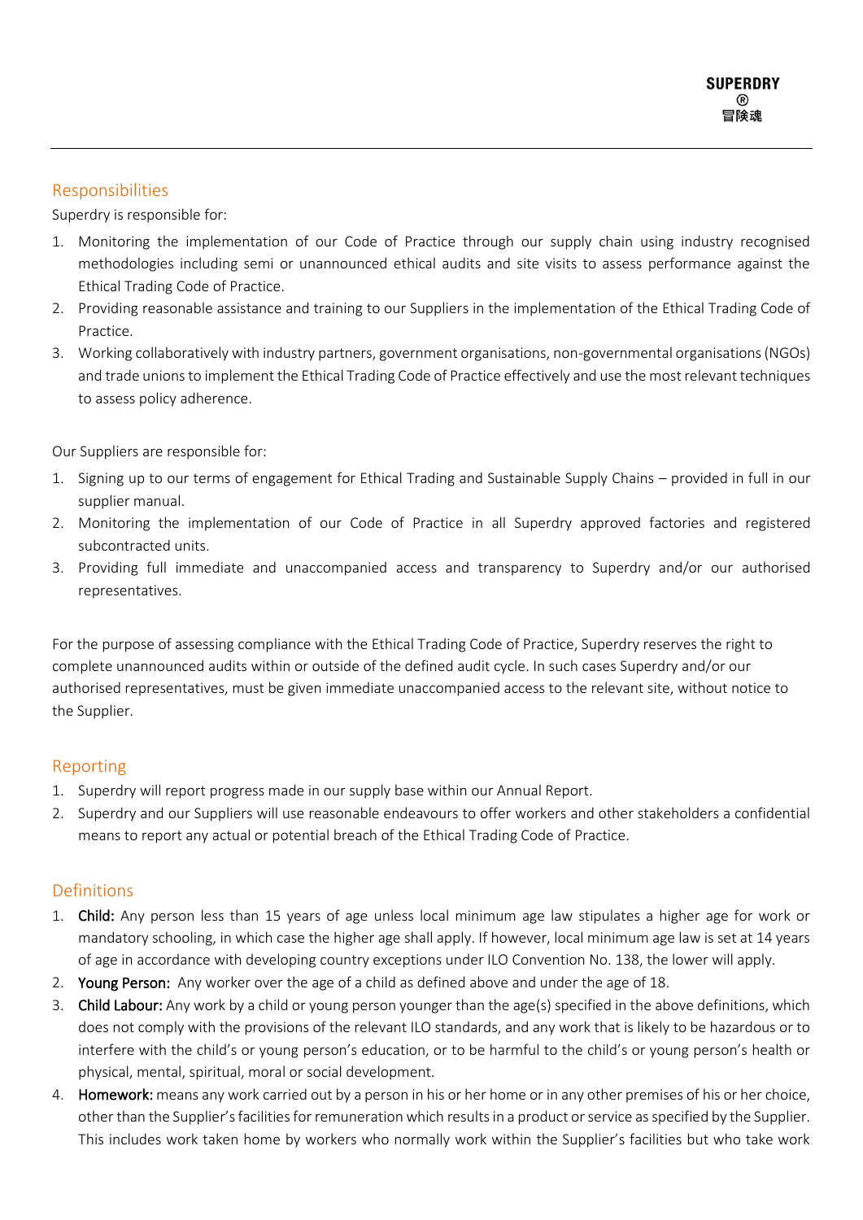## Responsibilities

Superdry is responsible for:

1. Monitoring the implementation of our Code of Practice through our supply chain using industry recognised methodologies including semi or unannounced ethical audits and site visits to assess performance against the Ethical Trading Code of Practice.
2. Providing reasonable assistance and training to our Suppliers in the implementation of the Ethical Trading Code of Practice.
3. Working collaboratively with industry partners, government organisations, non-governmental organisations (NGOs) and trade unions to implement the Ethical Trading Code of Practice effectively and use the most relevant techniques to assess policy adherence.

Our Suppliers are responsible for:

1. Signing up to our terms of engagement for Ethical Trading and Sustainable Supply Chains – provided in full in our supplier manual.
2. Monitoring the implementation of our Code of Practice in all Superdry approved factories and registered subcontracted units.
3. Providing full immediate and unaccompanied access and transparency to Superdry and/or our authorised representatives.

For the purpose of assessing compliance with the Ethical Trading Code of Practice, Superdry reserves the right to complete unannounced audits within or outside of the defined audit cycle. In such cases Superdry and/or our authorised representatives, must be given immediate unaccompanied access to the relevant site, without notice to the Supplier.

## Reporting

1. Superdry will report progress made in our supply base within our Annual Report.
2. Superdry and our Suppliers will use reasonable endeavours to offer workers and other stakeholders a confidential means to report any actual or potential breach of the Ethical Trading Code of Practice.

## Definitions

1. **Child:** Any person less than 15 years of age unless local minimum age law stipulates a higher age for work or mandatory schooling, in which case the higher age shall apply. If however, local minimum age law is set at 14 years of age in accordance with developing country exceptions under ILO Convention No. 138, the lower will apply.
2. **Young Person:** Any worker over the age of a child as defined above and under the age of 18.
3. **Child Labour:** Any work by a child or young person younger than the age(s) specified in the above definitions, which does not comply with the provisions of the relevant ILO standards, and any work that is likely to be hazardous or to interfere with the child's or young person's education, or to be harmful to the child's or young person's health or physical, mental, spiritual, moral or social development.
4. **Homework:** means any work carried out by a person in his or her home or in any other premises of his or her choice, other than the Supplier's facilities for remuneration which results in a product or service as specified by the Supplier. This includes work taken home by workers who normally work within the Supplier's facilities but who take work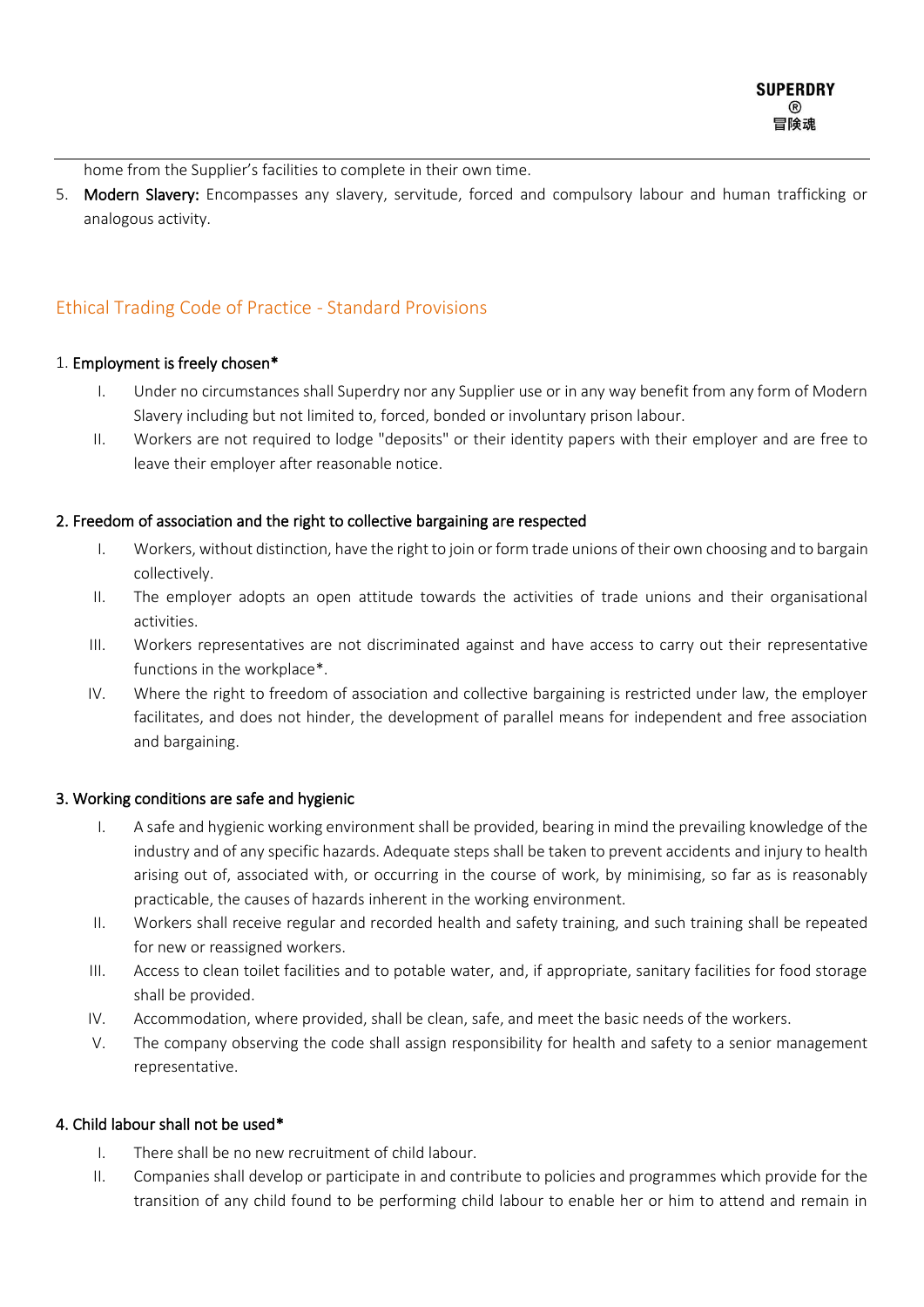home from the Supplier's facilities to complete in their own time.

5. **Modern Slavery:** Encompasses any slavery, servitude, forced and compulsory labour and human trafficking or analogous activity.

## Ethical Trading Code of Practice - Standard Provisions

### 1. Employment is freely chosen*

I. Under no circumstances shall Superdry nor any Supplier use or in any way benefit from any form of Modern Slavery including but not limited to, forced, bonded or involuntary prison labour.

II. Workers are not required to lodge "deposits" or their identity papers with their employer and are free to leave their employer after reasonable notice.

### 2. Freedom of association and the right to collective bargaining are respected

I. Workers, without distinction, have the right to join or form trade unions of their own choosing and to bargain collectively.

II. The employer adopts an open attitude towards the activities of trade unions and their organisational activities.

III. Workers representatives are not discriminated against and have access to carry out their representative functions in the workplace*.

IV. Where the right to freedom of association and collective bargaining is restricted under law, the employer facilitates, and does not hinder, the development of parallel means for independent and free association and bargaining.

### 3. Working conditions are safe and hygienic

I. A safe and hygienic working environment shall be provided, bearing in mind the prevailing knowledge of the industry and of any specific hazards. Adequate steps shall be taken to prevent accidents and injury to health arising out of, associated with, or occurring in the course of work, by minimising, so far as is reasonably practicable, the causes of hazards inherent in the working environment.

II. Workers shall receive regular and recorded health and safety training, and such training shall be repeated for new or reassigned workers.

III. Access to clean toilet facilities and to potable water, and, if appropriate, sanitary facilities for food storage shall be provided.

IV. Accommodation, where provided, shall be clean, safe, and meet the basic needs of the workers.

V. The company observing the code shall assign responsibility for health and safety to a senior management representative.

### 4. Child labour shall not be used*

I. There shall be no new recruitment of child labour.

II. Companies shall develop or participate in and contribute to policies and programmes which provide for the transition of any child found to be performing child labour to enable her or him to attend and remain in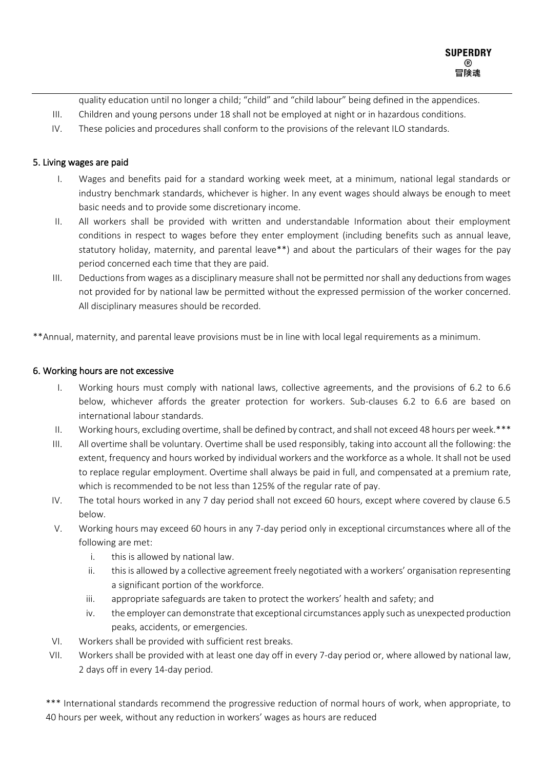quality education until no longer a child; "child" and "child labour" being defined in the appendices.

III. Children and young persons under 18 shall not be employed at night or in hazardous conditions.

IV. These policies and procedures shall conform to the provisions of the relevant ILO standards.

## 5. Living wages are paid

I. Wages and benefits paid for a standard working week meet, at a minimum, national legal standards or industry benchmark standards, whichever is higher. In any event wages should always be enough to meet basic needs and to provide some discretionary income.

II. All workers shall be provided with written and understandable Information about their employment conditions in respect to wages before they enter employment (including benefits such as annual leave, statutory holiday, maternity, and parental leave**) and about the particulars of their wages for the pay period concerned each time that they are paid.

III. Deductions from wages as a disciplinary measure shall not be permitted nor shall any deductions from wages not provided for by national law be permitted without the expressed permission of the worker concerned. All disciplinary measures should be recorded.

**Annual, maternity, and parental leave provisions must be in line with local legal requirements as a minimum.

## 6. Working hours are not excessive

I. Working hours must comply with national laws, collective agreements, and the provisions of 6.2 to 6.6 below, whichever affords the greater protection for workers. Sub-clauses 6.2 to 6.6 are based on international labour standards.

II. Working hours, excluding overtime, shall be defined by contract, and shall not exceed 48 hours per week.***

III. All overtime shall be voluntary. Overtime shall be used responsibly, taking into account all the following: the extent, frequency and hours worked by individual workers and the workforce as a whole. It shall not be used to replace regular employment. Overtime shall always be paid in full, and compensated at a premium rate, which is recommended to be not less than 125% of the regular rate of pay.

IV. The total hours worked in any 7 day period shall not exceed 60 hours, except where covered by clause 6.5 below.

V. Working hours may exceed 60 hours in any 7-day period only in exceptional circumstances where all of the following are met:
   - i. this is allowed by national law.
   - ii. this is allowed by a collective agreement freely negotiated with a workers' organisation representing a significant portion of the workforce.
   - iii. appropriate safeguards are taken to protect the workers' health and safety; and
   - iv. the employer can demonstrate that exceptional circumstances apply such as unexpected production peaks, accidents, or emergencies.

VI. Workers shall be provided with sufficient rest breaks.

VII. Workers shall be provided with at least one day off in every 7-day period or, where allowed by national law, 2 days off in every 14-day period.

*** International standards recommend the progressive reduction of normal hours of work, when appropriate, to 40 hours per week, without any reduction in workers' wages as hours are reduced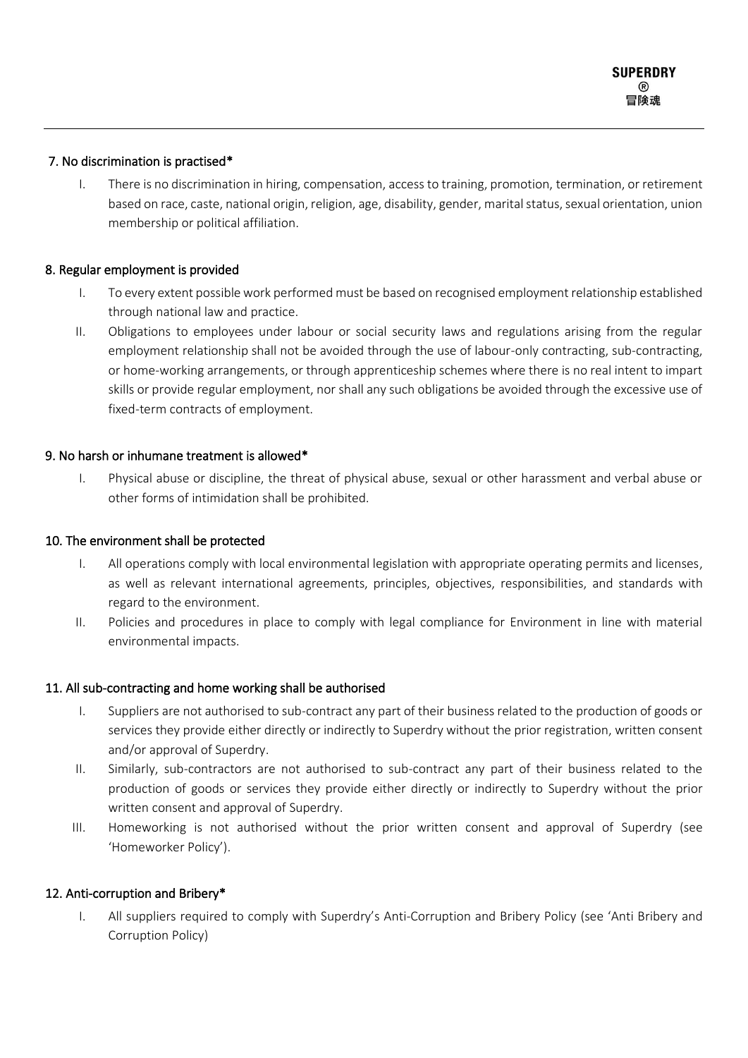## 7. No discrimination is practised*

I. There is no discrimination in hiring, compensation, access to training, promotion, termination, or retirement based on race, caste, national origin, religion, age, disability, gender, marital status, sexual orientation, union membership or political affiliation.

## 8. Regular employment is provided

I. To every extent possible work performed must be based on recognised employment relationship established through national law and practice.

II. Obligations to employees under labour or social security laws and regulations arising from the regular employment relationship shall not be avoided through the use of labour-only contracting, sub-contracting, or home-working arrangements, or through apprenticeship schemes where there is no real intent to impart skills or provide regular employment, nor shall any such obligations be avoided through the excessive use of fixed-term contracts of employment.

## 9. No harsh or inhumane treatment is allowed*

I. Physical abuse or discipline, the threat of physical abuse, sexual or other harassment and verbal abuse or other forms of intimidation shall be prohibited.

## 10. The environment shall be protected

I. All operations comply with local environmental legislation with appropriate operating permits and licenses, as well as relevant international agreements, principles, objectives, responsibilities, and standards with regard to the environment.

II. Policies and procedures in place to comply with legal compliance for Environment in line with material environmental impacts.

## 11. All sub-contracting and home working shall be authorised

I. Suppliers are not authorised to sub-contract any part of their business related to the production of goods or services they provide either directly or indirectly to Superdry without the prior registration, written consent and/or approval of Superdry.

II. Similarly, sub-contractors are not authorised to sub-contract any part of their business related to the production of goods or services they provide either directly or indirectly to Superdry without the prior written consent and approval of Superdry.

III. Homeworking is not authorised without the prior written consent and approval of Superdry (see 'Homeworker Policy').

## 12. Anti-corruption and Bribery*

I. All suppliers required to comply with Superdry's Anti-Corruption and Bribery Policy (see 'Anti Bribery and Corruption Policy)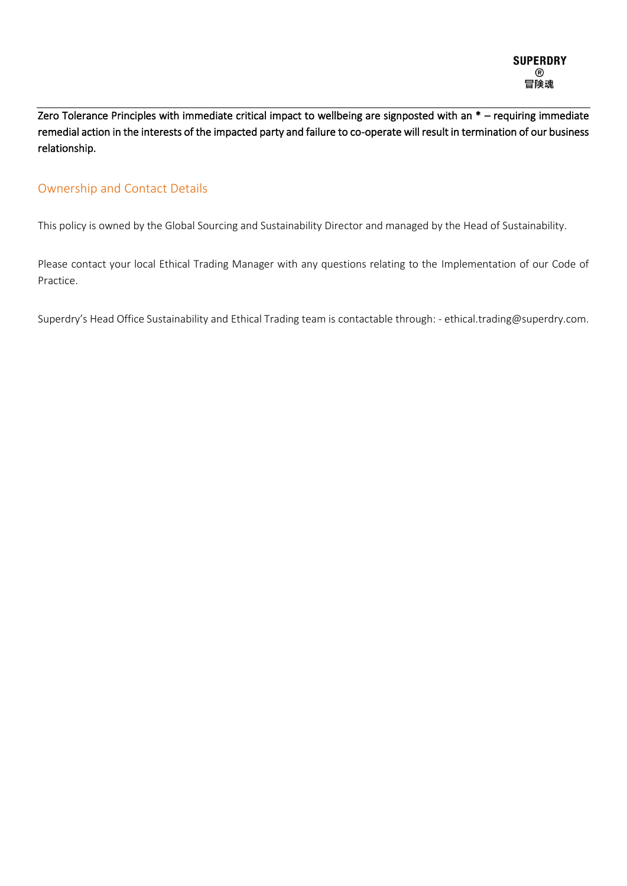Zero Tolerance Principles with immediate critical impact to wellbeing are signposted with an * – requiring immediate remedial action in the interests of the impacted party and failure to co-operate will result in termination of our business relationship.

## Ownership and Contact Details

This policy is owned by the Global Sourcing and Sustainability Director and managed by the Head of Sustainability.

Please contact your local Ethical Trading Manager with any questions relating to the Implementation of our Code of Practice.

Superdry's Head Office Sustainability and Ethical Trading team is contactable through: - ethical.trading@superdry.com.